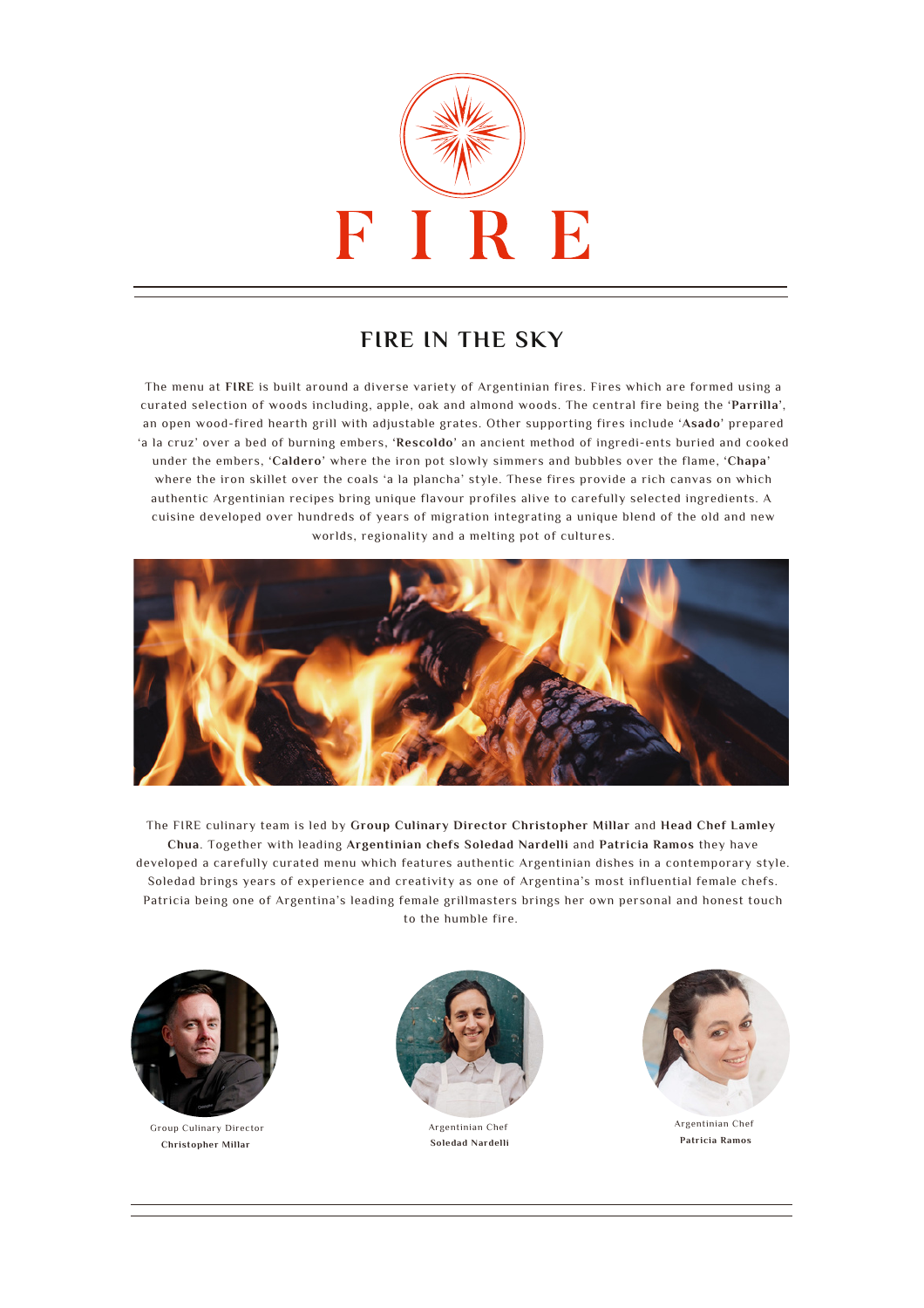# FIRE

## FIRE IN THE SKY

The menu at **FIRE** is built around a diverse variety of Argentinian fires. Fires which are formed using a curated selection of woods including, apple, oak and almond woods. The central fire being the '**Parrilla**', an open wood-fired hearth grill with adjustable grates. Other supporting fires include '**Asado**' prepared 'a la cruz' over a bed of burning embers, '**Rescoldo**' an ancient method of ingredi-ents buried and cooked under the embers, '**Caldero**' where the iron pot slowly simmers and bubbles over the flame, '**Chapa**' where the iron skillet over the coals 'a la plancha' style. These fires provide a rich canvas on which authentic Argentinian recipes bring unique flavour profiles alive to carefully selected ingredients. A cuisine developed over hundreds of years of migration integrating a unique blend of the old and new worlds, regionality and a melting pot of cultures.

The FIRE culinary team is led by **Group Culinary Director Christopher Millar** and **Head Chef Lamley Chua**. Together with leading **Argentinian chefs Soledad Nardelli** and **Patricia Ramos** they have developed a carefully curated menu which features authentic Argentinian dishes in a contemporary style. Soledad brings years of experience and creativity as one of Argentina's most influential female chefs. Patricia being one of Argentina's leading female grillmasters brings her own personal and honest touch to the humble fire.

Group Culinary Director
**Christopher Millar**

Argentinian Chef
**Soledad Nardelli**

Argentinian Chef
**Patricia Ramos**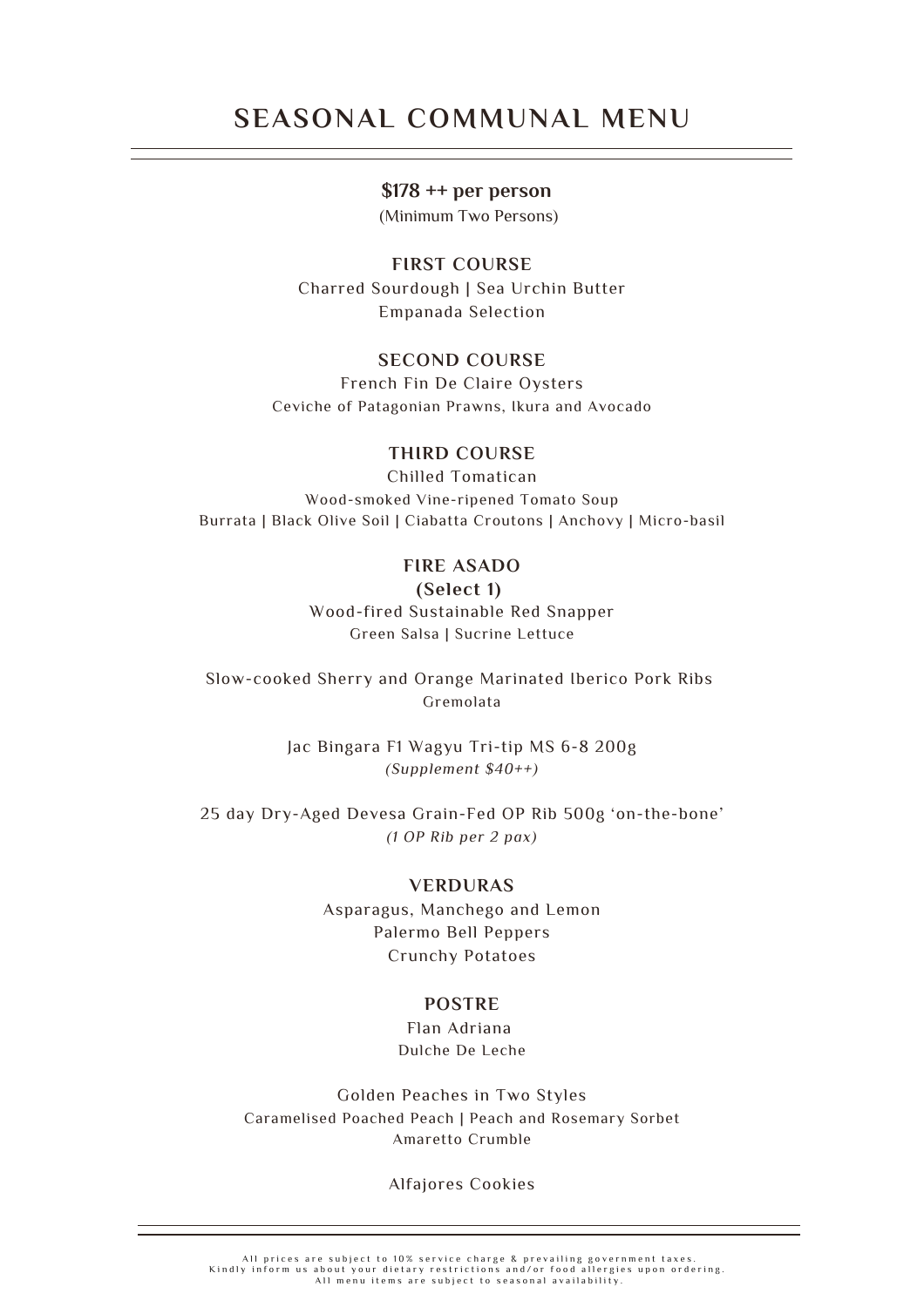# SEASONAL COMMUNAL MENU

**$178 ++ per person**

(Minimum Two Persons)

## FIRST COURSE

Charred Sourdough | Sea Urchin Butter

Empanada Selection

## SECOND COURSE

French Fin De Claire Oysters

Ceviche of Patagonian Prawns, Ikura and Avocado

## THIRD COURSE

Chilled Tomatican

Wood-smoked Vine-ripened Tomato Soup

Burrata | Black Olive Soil | Ciabatta Croutons | Anchovy | Micro-basil

## FIRE ASADO

**(Select 1)**

Wood-fired Sustainable Red Snapper

Green Salsa | Sucrine Lettuce

Slow-cooked Sherry and Orange Marinated Iberico Pork Ribs

Gremolata

Jac Bingara F1 Wagyu Tri-tip MS 6-8 200g

*(Supplement $40++)*

25 day Dry-Aged Devesa Grain-Fed OP Rib 500g 'on-the-bone'

*(1 OP Rib per 2 pax)*

## VERDURAS

Asparagus, Manchego and Lemon

Palermo Bell Peppers

Crunchy Potatoes

## POSTRE

Flan Adriana

Dulche De Leche

Golden Peaches in Two Styles

Caramelised Poached Peach | Peach and Rosemary Sorbet

Amaretto Crumble

Alfajores Cookies

All prices are subject to 10% service charge & prevailing government taxes.
Kindly inform us about your dietary restrictions and/or food allergies upon ordering.
All menu items are subject to seasonal availability.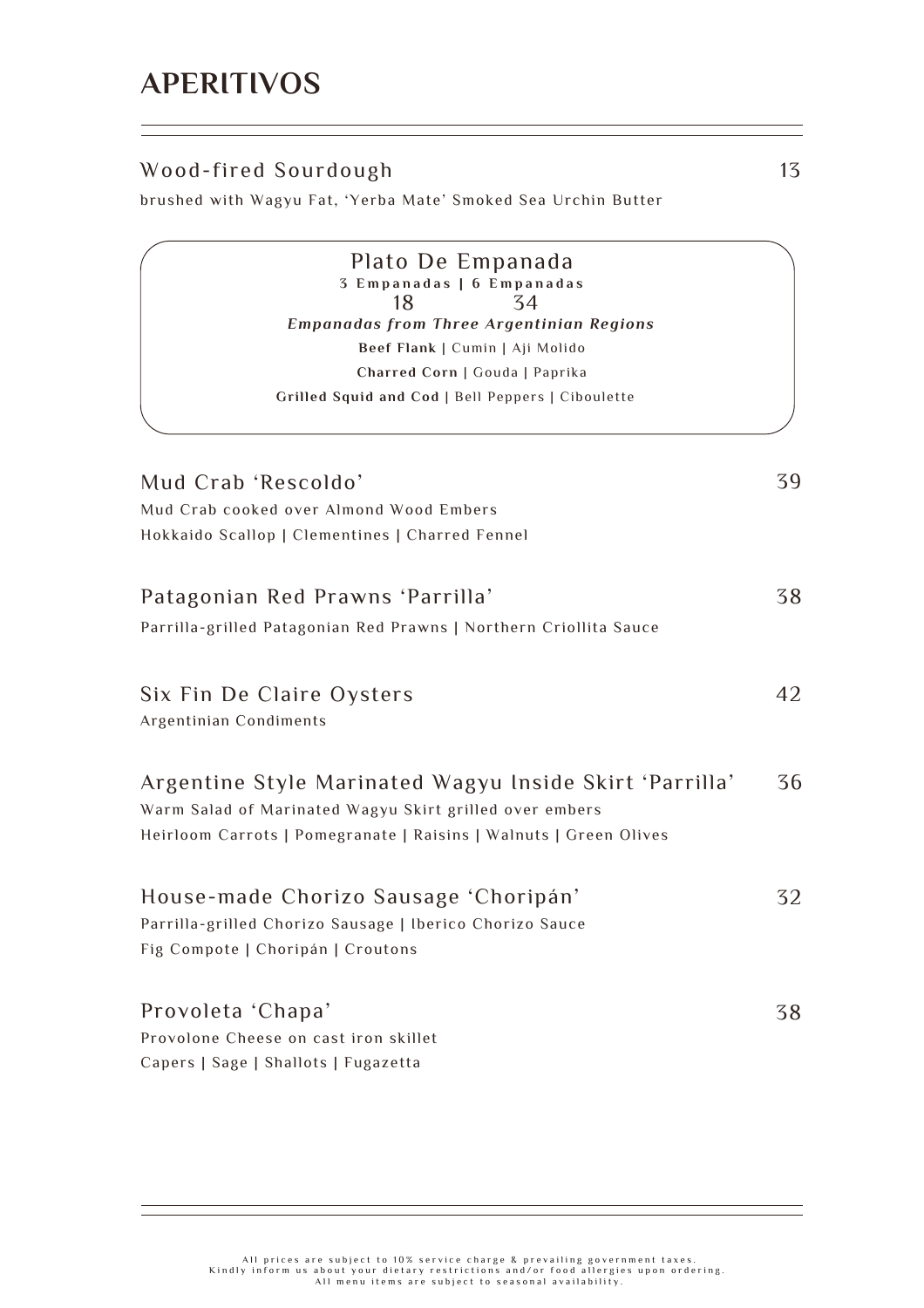# APERITIVOS

## Wood-fired Sourdough — 13

brushed with Wagyu Fat, 'Yerba Mate' Smoked Sea Urchin Butter

## Plato De Empanada

**3 Empanadas | 6 Empanadas**

18 | 34

***Empanadas from Three Argentinian Regions***

**Beef Flank** | Cumin | Aji Molido

**Charred Corn** | Gouda | Paprika

**Grilled Squid and Cod** | Bell Peppers | Ciboulette

## Mud Crab 'Rescoldo' — 39

Mud Crab cooked over Almond Wood Embers

Hokkaido Scallop | Clementines | Charred Fennel

## Patagonian Red Prawns 'Parrilla' — 38

Parrilla-grilled Patagonian Red Prawns | Northern Criollita Sauce

## Six Fin De Claire Oysters — 42

Argentinian Condiments

## Argentine Style Marinated Wagyu Inside Skirt 'Parrilla' — 36

Warm Salad of Marinated Wagyu Skirt grilled over embers

Heirloom Carrots | Pomegranate | Raisins | Walnuts | Green Olives

## House-made Chorizo Sausage 'Choripán' — 32

Parrilla-grilled Chorizo Sausage | Iberico Chorizo Sauce

Fig Compote | Choripán | Croutons

## Provoleta 'Chapa' — 38

Provolone Cheese on cast iron skillet

Capers | Sage | Shallots | Fugazetta

All prices are subject to 10% service charge & prevailing government taxes.
Kindly inform us about your dietary restrictions and/or food allergies upon ordering.
All menu items are subject to seasonal availability.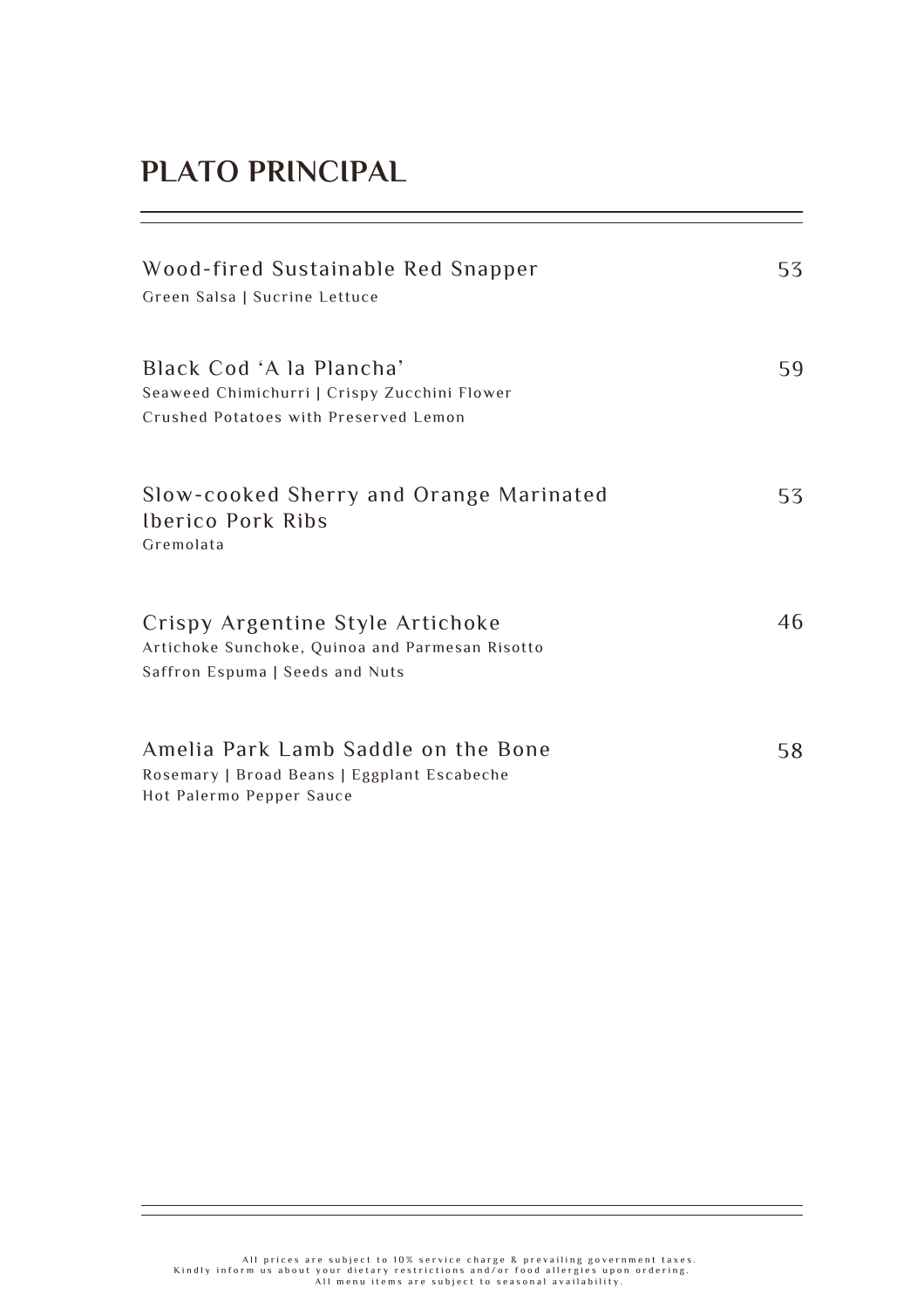# PLATO PRINCIPAL

**Wood-fired Sustainable Red Snapper** 53
Green Salsa | Sucrine Lettuce

**Black Cod 'A la Plancha'** 59
Seaweed Chimichurri | Crispy Zucchini Flower
Crushed Potatoes with Preserved Lemon

**Slow-cooked Sherry and Orange Marinated Iberico Pork Ribs** 53
Gremolata

**Crispy Argentine Style Artichoke** 46
Artichoke Sunchoke, Quinoa and Parmesan Risotto
Saffron Espuma | Seeds and Nuts

**Amelia Park Lamb Saddle on the Bone** 58
Rosemary | Broad Beans | Eggplant Escabeche
Hot Palermo Pepper Sauce

All prices are subject to 10% service charge & prevailing government taxes.
Kindly inform us about your dietary restrictions and/or food allergies upon ordering.
All menu items are subject to seasonal availability.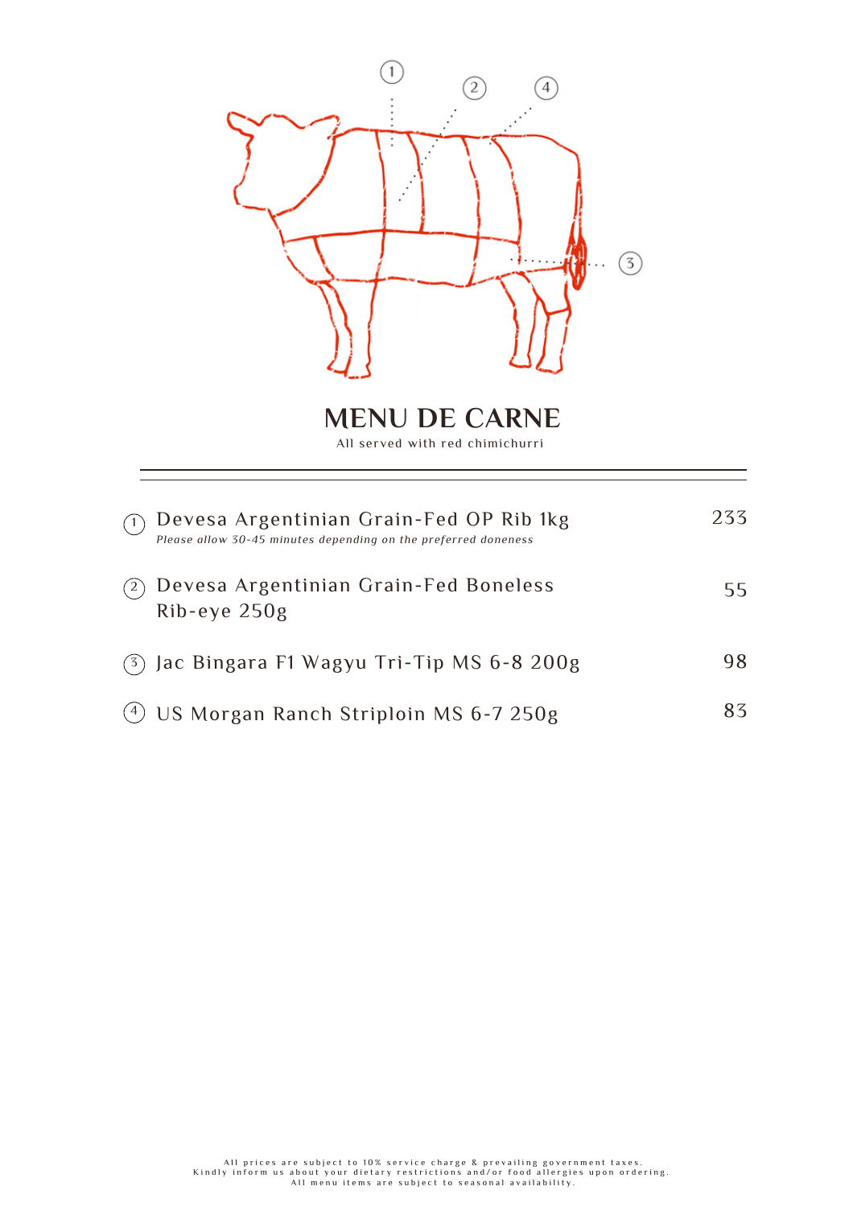# MENU DE CARNE

All served with red chimichurri

---

| | Item | Price |
|---|---|---|
| 1 | Devesa Argentinian Grain-Fed OP Rib 1kg<br>*Please allow 30-45 minutes depending on the preferred doneness* | 233 |
| 2 | Devesa Argentinian Grain-Fed Boneless Rib-eye 250g | 55 |
| 3 | Jac Bingara F1 Wagyu Tri-Tip MS 6-8 200g | 98 |
| 4 | US Morgan Ranch Striploin MS 6-7 250g | 83 |

All prices are subject to 10% service charge & prevailing government taxes.
Kindly inform us about your dietary restrictions and/or food allergies upon ordering.
All menu items are subject to seasonal availability.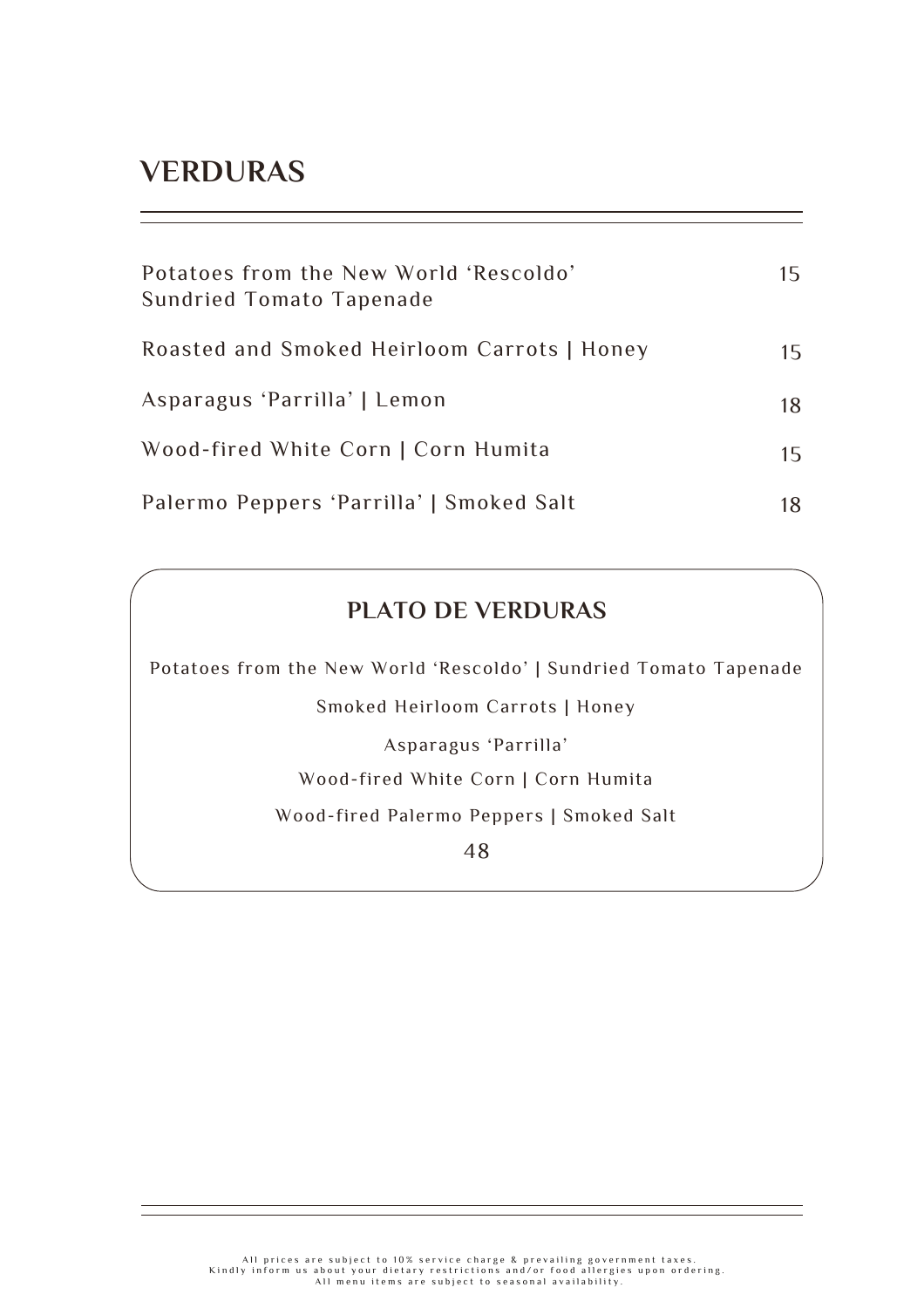# VERDURAS

| | |
|---|---|
| Potatoes from the New World ‘Rescoldo’<br>Sundried Tomato Tapenade | 15 |
| Roasted and Smoked Heirloom Carrots \| Honey | 15 |
| Asparagus ‘Parrilla’ \| Lemon | 18 |
| Wood-fired White Corn \| Corn Humita | 15 |
| Palermo Peppers ‘Parrilla’ \| Smoked Salt | 18 |

## PLATO DE VERDURAS

Potatoes from the New World ‘Rescoldo’ | Sundried Tomato Tapenade

Smoked Heirloom Carrots | Honey

Asparagus ‘Parrilla’

Wood-fired White Corn | Corn Humita

Wood-fired Palermo Peppers | Smoked Salt

48

All prices are subject to 10% service charge & prevailing government taxes.
Kindly inform us about your dietary restrictions and/or food allergies upon ordering.
All menu items are subject to seasonal availability.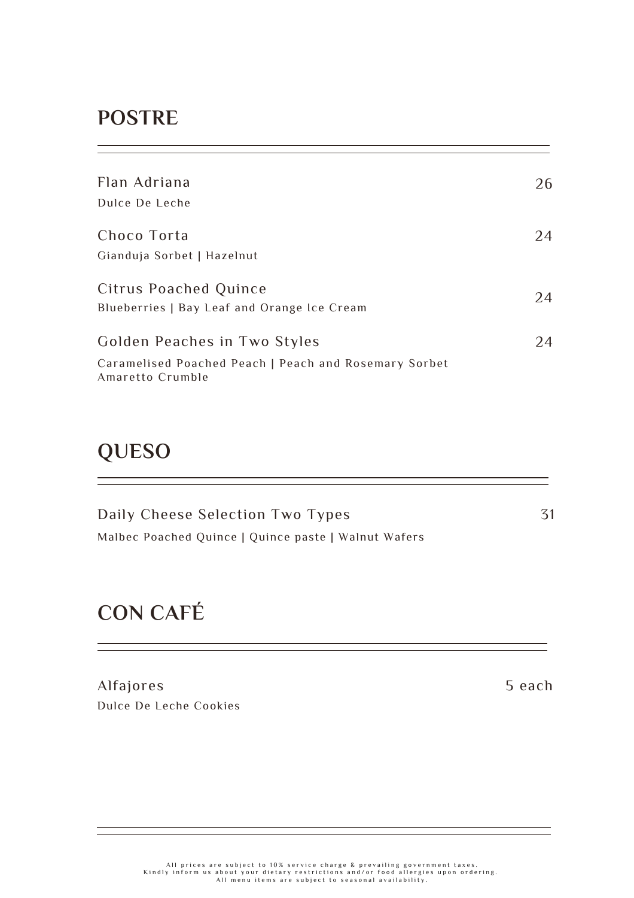## POSTRE

Flan Adriana — 26
Dulce De Leche

Choco Torta — 24
Gianduja Sorbet | Hazelnut

Citrus Poached Quince — 24
Blueberries | Bay Leaf and Orange Ice Cream

Golden Peaches in Two Styles — 24
Caramelised Poached Peach | Peach and Rosemary Sorbet
Amaretto Crumble

## QUESO

Daily Cheese Selection Two Types — 31
Malbec Poached Quince | Quince paste | Walnut Wafers

## CON CAFÉ

Alfajores — 5 each
Dulce De Leche Cookies

All prices are subject to 10% service charge & prevailing government taxes.
Kindly inform us about your dietary restrictions and/or food allergies upon ordering.
All menu items are subject to seasonal availability.